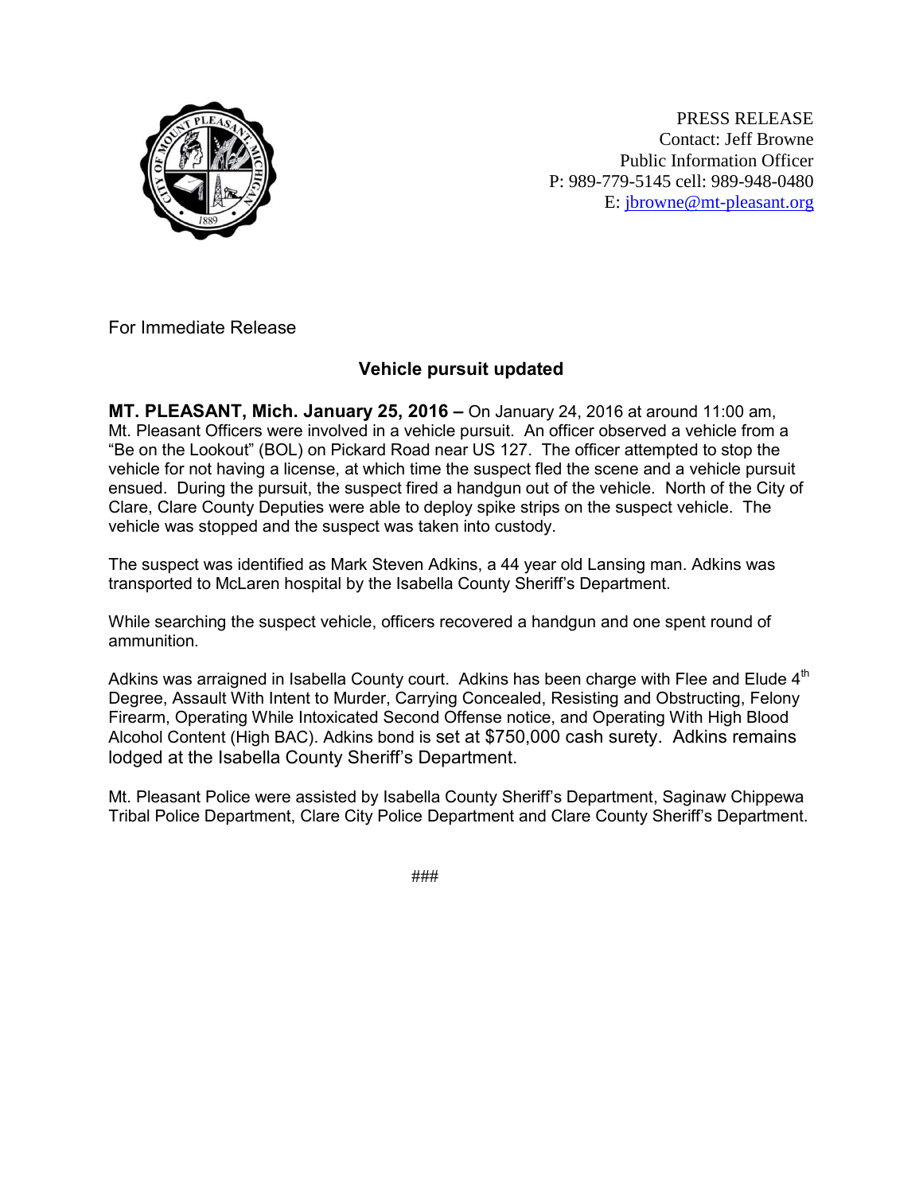PRESS RELEASE
Contact: Jeff Browne
Public Information Officer
P: 989-779-5145 cell: 989-948-0480
E: jbrowne@mt-pleasant.org

For Immediate Release

## Vehicle pursuit updated

**MT. PLEASANT, Mich. January 25, 2016 –** On January 24, 2016 at around 11:00 am, Mt. Pleasant Officers were involved in a vehicle pursuit. An officer observed a vehicle from a "Be on the Lookout" (BOL) on Pickard Road near US 127. The officer attempted to stop the vehicle for not having a license, at which time the suspect fled the scene and a vehicle pursuit ensued. During the pursuit, the suspect fired a handgun out of the vehicle. North of the City of Clare, Clare County Deputies were able to deploy spike strips on the suspect vehicle. The vehicle was stopped and the suspect was taken into custody.

The suspect was identified as Mark Steven Adkins, a 44 year old Lansing man. Adkins was transported to McLaren hospital by the Isabella County Sheriff's Department.

While searching the suspect vehicle, officers recovered a handgun and one spent round of ammunition.

Adkins was arraigned in Isabella County court. Adkins has been charge with Flee and Elude 4th Degree, Assault With Intent to Murder, Carrying Concealed, Resisting and Obstructing, Felony Firearm, Operating While Intoxicated Second Offense notice, and Operating With High Blood Alcohol Content (High BAC). Adkins bond is set at $750,000 cash surety. Adkins remains lodged at the Isabella County Sheriff's Department.

Mt. Pleasant Police were assisted by Isabella County Sheriff's Department, Saginaw Chippewa Tribal Police Department, Clare City Police Department and Clare County Sheriff's Department.

###